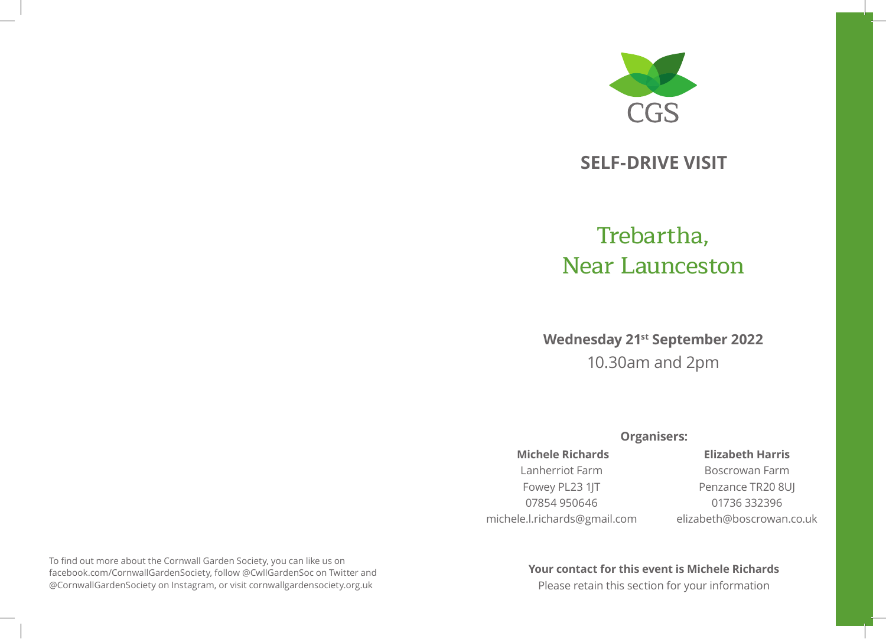CGS

## SELF-DRIVE VISIT

# Trebartha, Near Launceston

**Wednesday 21st September 2022**

10.30am and 2pm

**Organisers:**

**Michele Richards**
Lanherriot Farm
Fowey PL23 1JT
07854 950646
michele.l.richards@gmail.com

**Elizabeth Harris**
Boscrowan Farm
Penzance TR20 8UJ
01736 332396
elizabeth@boscrowan.co.uk

**Your contact for this event is Michele Richards**
Please retain this section for your information

To find out more about the Cornwall Garden Society, you can like us on facebook.com/CornwallGardenSociety, follow @CwllGardenSoc on Twitter and @CornwallGardenSociety on Instagram, or visit cornwallgardensociety.org.uk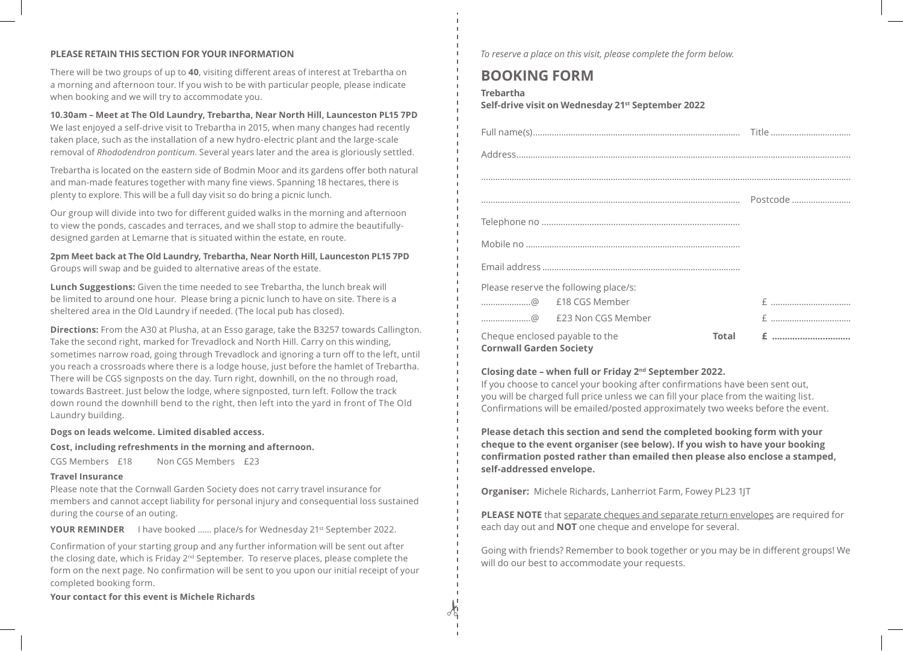**PLEASE RETAIN THIS SECTION FOR YOUR INFORMATION**

There will be two groups of up to **40**, visiting different areas of interest at Trebartha on a morning and afternoon tour. If you wish to be with particular people, please indicate when booking and we will try to accommodate you.

**10.30am – Meet at The Old Laundry, Trebartha, Near North Hill, Launceston PL15 7PD**
We last enjoyed a self-drive visit to Trebartha in 2015, when many changes had recently taken place, such as the installation of a new hydro-electric plant and the large-scale removal of *Rhododendron ponticum*. Several years later and the area is gloriously settled.

Trebartha is located on the eastern side of Bodmin Moor and its gardens offer both natural and man-made features together with many fine views. Spanning 18 hectares, there is plenty to explore. This will be a full day visit so do bring a picnic lunch.

Our group will divide into two for different guided walks in the morning and afternoon to view the ponds, cascades and terraces, and we shall stop to admire the beautifully-designed garden at Lemarne that is situated within the estate, en route.

**2pm Meet back at The Old Laundry, Trebartha, Near North Hill, Launceston PL15 7PD**
Groups will swap and be guided to alternative areas of the estate.

**Lunch Suggestions:** Given the time needed to see Trebartha, the lunch break will be limited to around one hour. Please bring a picnic lunch to have on site. There is a sheltered area in the Old Laundry if needed. (The local pub has closed).

**Directions:** From the A30 at Plusha, at an Esso garage, take the B3257 towards Callington. Take the second right, marked for Trevadlock and North Hill. Carry on this winding, sometimes narrow road, going through Trevadlock and ignoring a turn off to the left, until you reach a crossroads where there is a lodge house, just before the hamlet of Trebartha. There will be CGS signposts on the day. Turn right, downhill, on the no through road, towards Bastreet. Just below the lodge, where signposted, turn left. Follow the track down round the downhill bend to the right, then left into the yard in front of The Old Laundry building.

**Dogs on leads welcome. Limited disabled access.**

**Cost, including refreshments in the morning and afternoon.**

CGS Members £18 Non CGS Members £23

**Travel Insurance**

Please note that the Cornwall Garden Society does not carry travel insurance for members and cannot accept liability for personal injury and consequential loss sustained during the course of an outing.

**YOUR REMINDER** I have booked ...... place/s for Wednesday 21st September 2022.

Confirmation of your starting group and any further information will be sent out after the closing date, which is Friday 2nd September. To reserve places, please complete the form on the next page. No confirmation will be sent to you upon our initial receipt of your completed booking form.

**Your contact for this event is Michele Richards**

*To reserve a place on this visit, please complete the form below.*

# BOOKING FORM

**Trebartha**
**Self-drive visit on Wednesday 21st September 2022**

Full name(s)........................................................................................ Title ..................................

Address..............................................................................................................................................

.............................................................................................................................................................

............................................................................................................. Postcode .........................

Telephone no ...................................................................................

Mobile no ..........................................................................................

Email address ...................................................................................

Please reserve the following place/s:

| | | | |
|---|---|---|---|
| .....................@ | £18 CGS Member | | £ .................................. |
| .....................@ | £23 Non CGS Member | | £ .................................. |
| Cheque enclosed payable to the **Cornwall Garden Society** | | **Total** | **£ ..............................** |

**Closing date – when full or Friday 2nd September 2022.**
If you choose to cancel your booking after confirmations have been sent out, you will be charged full price unless we can fill your place from the waiting list. Confirmations will be emailed/posted approximately two weeks before the event.

**Please detach this section and send the completed booking form with your cheque to the event organiser (see below). If you wish to have your booking confirmation posted rather than emailed then please also enclose a stamped, self-addressed envelope.**

**Organiser:** Michele Richards, Lanherriot Farm, Fowey PL23 1JT

**PLEASE NOTE** that separate cheques and separate return envelopes are required for each day out and **NOT** one cheque and envelope for several.

Going with friends? Remember to book together or you may be in different groups! We will do our best to accommodate your requests.